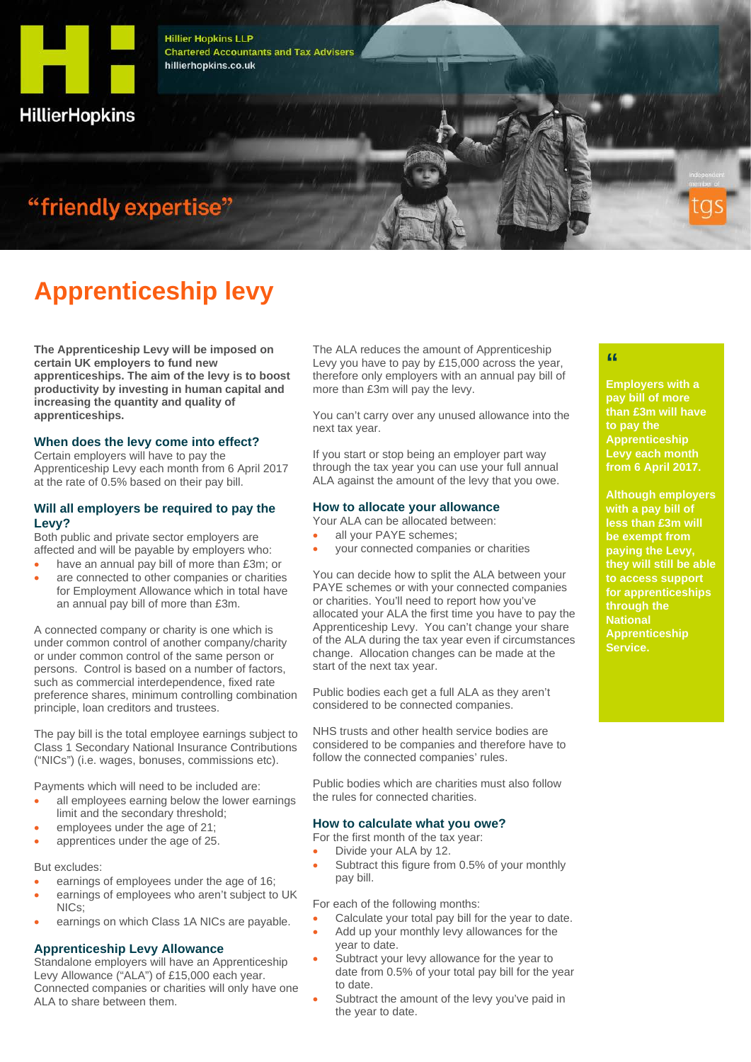Hillier Hopkins LLP
Chartered Accountants and Tax Advisers
hillierhopkins.co.uk

HillierHopkins

"friendly expertise"

independent member of tgs

# Apprenticeship levy

**The Apprenticeship Levy will be imposed on certain UK employers to fund new apprenticeships. The aim of the levy is to boost productivity by investing in human capital and increasing the quantity and quality of apprenticeships.**

## When does the levy come into effect?

Certain employers will have to pay the Apprenticeship Levy each month from 6 April 2017 at the rate of 0.5% based on their pay bill.

## Will all employers be required to pay the Levy?

Both public and private sector employers are affected and will be payable by employers who:

- have an annual pay bill of more than £3m; or
- are connected to other companies or charities for Employment Allowance which in total have an annual pay bill of more than £3m.

A connected company or charity is one which is under common control of another company/charity or under common control of the same person or persons. Control is based on a number of factors, such as commercial interdependence, fixed rate preference shares, minimum controlling combination principle, loan creditors and trustees.

The pay bill is the total employee earnings subject to Class 1 Secondary National Insurance Contributions ("NICs") (i.e. wages, bonuses, commissions etc).

Payments which will need to be included are:

- all employees earning below the lower earnings limit and the secondary threshold;
- employees under the age of 21;
- apprentices under the age of 25.

But excludes:

- earnings of employees under the age of 16;
- earnings of employees who aren't subject to UK NICs;
- earnings on which Class 1A NICs are payable.

## Apprenticeship Levy Allowance

Standalone employers will have an Apprenticeship Levy Allowance ("ALA") of £15,000 each year. Connected companies or charities will only have one ALA to share between them.

The ALA reduces the amount of Apprenticeship Levy you have to pay by £15,000 across the year, therefore only employers with an annual pay bill of more than £3m will pay the levy.

You can't carry over any unused allowance into the next tax year.

If you start or stop being an employer part way through the tax year you can use your full annual ALA against the amount of the levy that you owe.

## How to allocate your allowance

Your ALA can be allocated between:

- all your PAYE schemes;
- your connected companies or charities

You can decide how to split the ALA between your PAYE schemes or with your connected companies or charities. You'll need to report how you've allocated your ALA the first time you have to pay the Apprenticeship Levy. You can't change your share of the ALA during the tax year even if circumstances change. Allocation changes can be made at the start of the next tax year.

Public bodies each get a full ALA as they aren't considered to be connected companies.

NHS trusts and other health service bodies are considered to be companies and therefore have to follow the connected companies' rules.

Public bodies which are charities must also follow the rules for connected charities.

## How to calculate what you owe?

For the first month of the tax year:

- Divide your ALA by 12.
- Subtract this figure from 0.5% of your monthly pay bill.

For each of the following months:

- Calculate your total pay bill for the year to date.
- Add up your monthly levy allowances for the year to date.
- Subtract your levy allowance for the year to date from 0.5% of your total pay bill for the year to date.
- Subtract the amount of the levy you've paid in the year to date.

> **"**
>
> **Employers with a pay bill of more than £3m will have to pay the Apprenticeship Levy each month from 6 April 2017.**
>
> **Although employers with a pay bill of less than £3m will be exempt from paying the Levy, they will still be able to access support for apprenticeships through the National Apprenticeship Service.**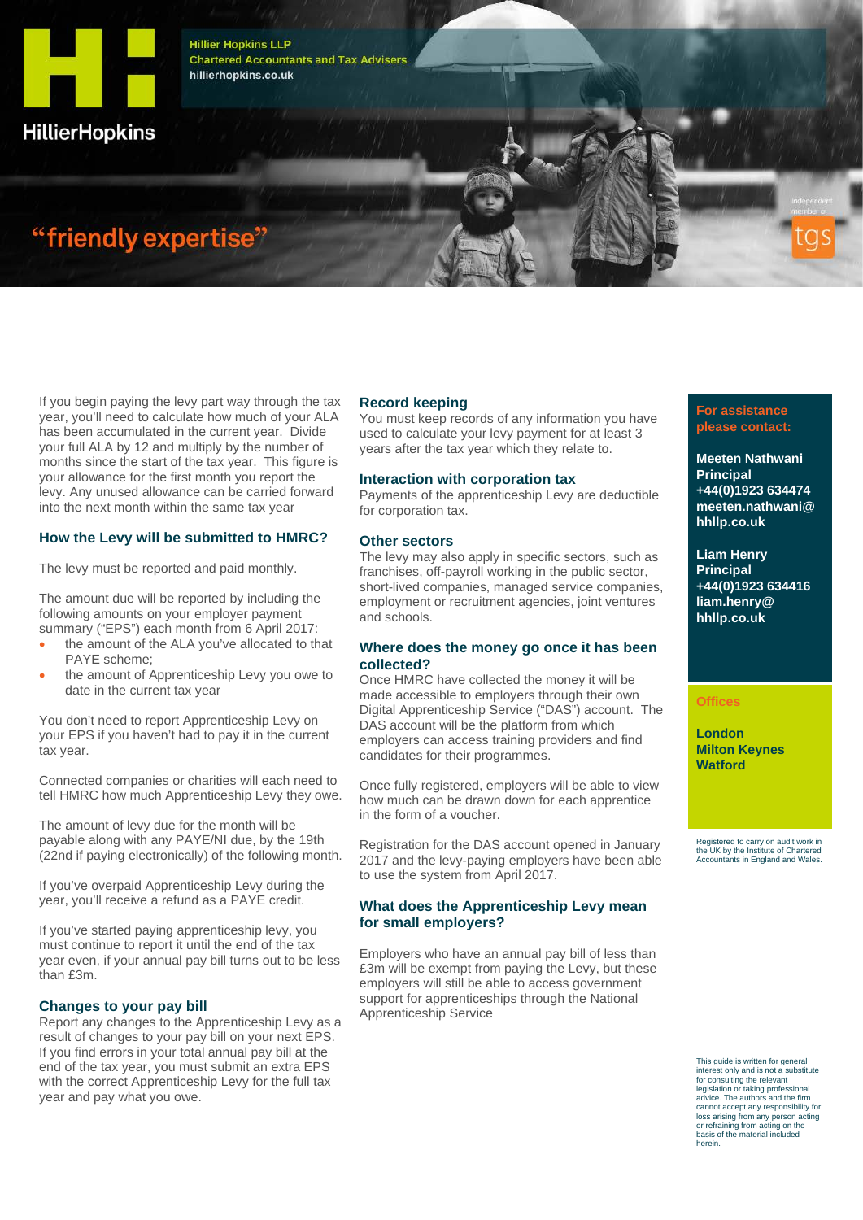Hillier Hopkins LLP
Chartered Accountants and Tax Advisers
hillierhopkins.co.uk

HillierHopkins

"friendly expertise"

independent member of tgs

If you begin paying the levy part way through the tax year, you'll need to calculate how much of your ALA has been accumulated in the current year. Divide your full ALA by 12 and multiply by the number of months since the start of the tax year. This figure is your allowance for the first month you report the levy. Any unused allowance can be carried forward into the next month within the same tax year

### How the Levy will be submitted to HMRC?

The levy must be reported and paid monthly.

The amount due will be reported by including the following amounts on your employer payment summary ("EPS") each month from 6 April 2017:

- the amount of the ALA you've allocated to that PAYE scheme;
- the amount of Apprenticeship Levy you owe to date in the current tax year

You don't need to report Apprenticeship Levy on your EPS if you haven't had to pay it in the current tax year.

Connected companies or charities will each need to tell HMRC how much Apprenticeship Levy they owe.

The amount of levy due for the month will be payable along with any PAYE/NI due, by the 19th (22nd if paying electronically) of the following month.

If you've overpaid Apprenticeship Levy during the year, you'll receive a refund as a PAYE credit.

If you've started paying apprenticeship levy, you must continue to report it until the end of the tax year even, if your annual pay bill turns out to be less than £3m.

### Changes to your pay bill

Report any changes to the Apprenticeship Levy as a result of changes to your pay bill on your next EPS. If you find errors in your total annual pay bill at the end of the tax year, you must submit an extra EPS with the correct Apprenticeship Levy for the full tax year and pay what you owe.

### Record keeping

You must keep records of any information you have used to calculate your levy payment for at least 3 years after the tax year which they relate to.

### Interaction with corporation tax

Payments of the apprenticeship Levy are deductible for corporation tax.

### Other sectors

The levy may also apply in specific sectors, such as franchises, off-payroll working in the public sector, short-lived companies, managed service companies, employment or recruitment agencies, joint ventures and schools.

### Where does the money go once it has been collected?

Once HMRC have collected the money it will be made accessible to employers through their own Digital Apprenticeship Service ("DAS") account. The DAS account will be the platform from which employers can access training providers and find candidates for their programmes.

Once fully registered, employers will be able to view how much can be drawn down for each apprentice in the form of a voucher.

Registration for the DAS account opened in January 2017 and the levy-paying employers have been able to use the system from April 2017.

### What does the Apprenticeship Levy mean for small employers?

Employers who have an annual pay bill of less than £3m will be exempt from paying the Levy, but these employers will still be able to access government support for apprenticeships through the National Apprenticeship Service

**For assistance please contact:**

**Meeten Nathwani**
**Principal**
**+44(0)1923 634474**
**meeten.nathwani@hhllp.co.uk**

**Liam Henry**
**Principal**
**+44(0)1923 634416**
**liam.henry@hhllp.co.uk**

**Offices**

**London**
**Milton Keynes**
**Watford**

Registered to carry on audit work in the UK by the Institute of Chartered Accountants in England and Wales.

This guide is written for general interest only and is not a substitute for consulting the relevant legislation or taking professional advice. The authors and the firm cannot accept any responsibility for loss arising from any person acting or refraining from acting on the basis of the material included herein.